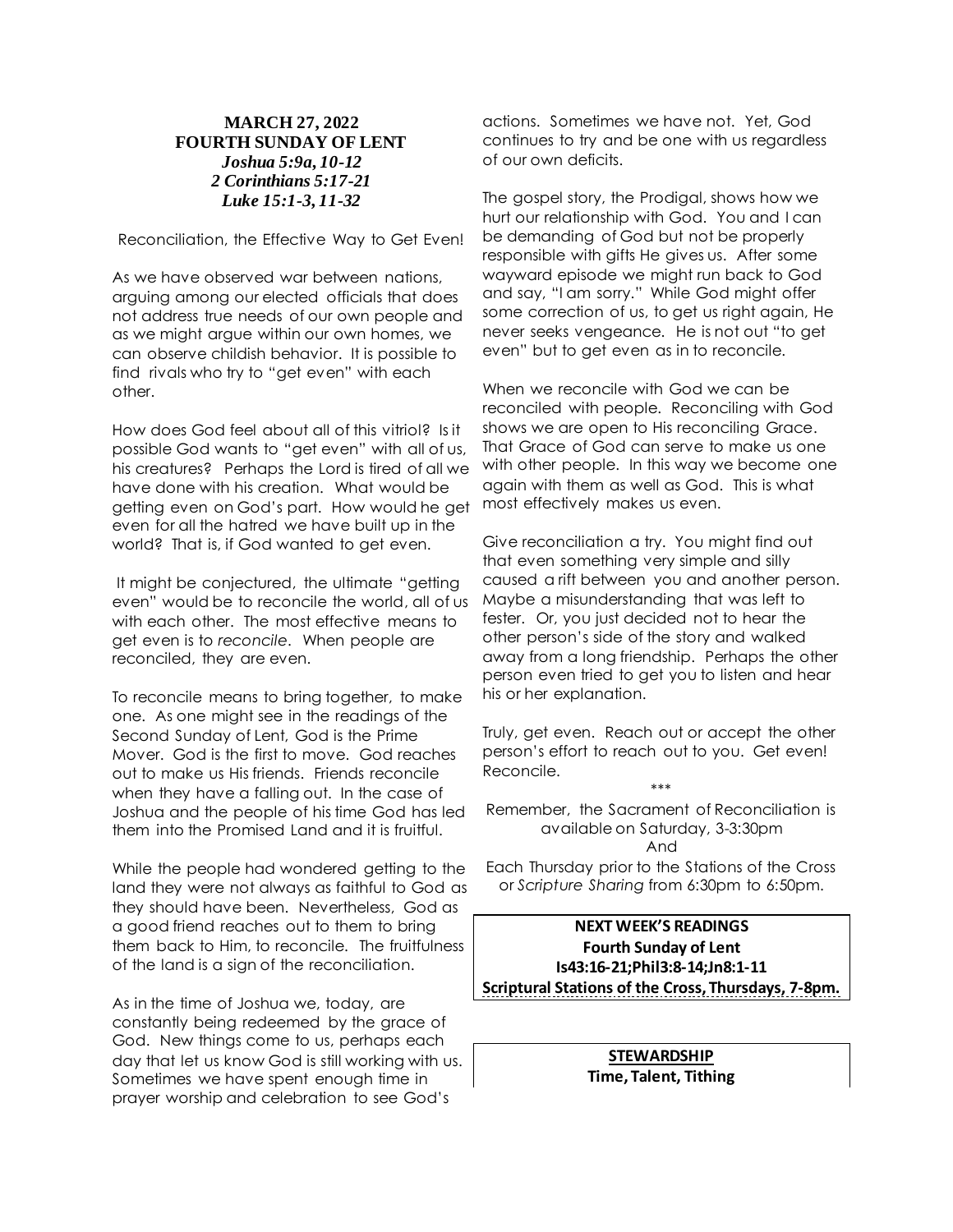**MARCH 27, 2022**
**FOURTH SUNDAY OF LENT**
***Joshua 5:9a, 10-12***
***2 Corinthians 5:17-21***
***Luke 15:1-3, 11-32***

Reconciliation, the Effective Way to Get Even!

As we have observed war between nations, arguing among our elected officials that does not address true needs of our own people and as we might argue within our own homes, we can observe childish behavior. It is possible to find rivals who try to "get even" with each other.

How does God feel about all of this vitriol? Is it possible God wants to "get even" with all of us, his creatures? Perhaps the Lord is tired of all we have done with his creation. What would be getting even on God's part. How would he get even for all the hatred we have built up in the world? That is, if God wanted to get even.

It might be conjectured, the ultimate "getting even" would be to reconcile the world, all of us with each other. The most effective means to get even is to *reconcile*. When people are reconciled, they are even.

To reconcile means to bring together, to make one. As one might see in the readings of the Second Sunday of Lent, God is the Prime Mover. God is the first to move. God reaches out to make us His friends. Friends reconcile when they have a falling out. In the case of Joshua and the people of his time God has led them into the Promised Land and it is fruitful.

While the people had wondered getting to the land they were not always as faithful to God as they should have been. Nevertheless, God as a good friend reaches out to them to bring them back to Him, to reconcile. The fruitfulness of the land is a sign of the reconciliation.

As in the time of Joshua we, today, are constantly being redeemed by the grace of God. New things come to us, perhaps each day that let us know God is still working with us. Sometimes we have spent enough time in prayer worship and celebration to see God's actions. Sometimes we have not. Yet, God continues to try and be one with us regardless of our own deficits.

The gospel story, the Prodigal, shows how we hurt our relationship with God. You and I can be demanding of God but not be properly responsible with gifts He gives us. After some wayward episode we might run back to God and say, "I am sorry." While God might offer some correction of us, to get us right again, He never seeks vengeance. He is not out "to get even" but to get even as in to reconcile.

When we reconcile with God we can be reconciled with people. Reconciling with God shows we are open to His reconciling Grace. That Grace of God can serve to make us one with other people. In this way we become one again with them as well as God. This is what most effectively makes us even.

Give reconciliation a try. You might find out that even something very simple and silly caused a rift between you and another person. Maybe a misunderstanding that was left to fester. Or, you just decided not to hear the other person's side of the story and walked away from a long friendship. Perhaps the other person even tried to get you to listen and hear his or her explanation.

Truly, get even. Reach out or accept the other person's effort to reach out to you. Get even! Reconcile.

\*\*\*

Remember, the Sacrament of Reconciliation is available on Saturday, 3-3:30pm
And
Each Thursday prior to the Stations of the Cross or *Scripture Sharing* from 6:30pm to 6:50pm.

**NEXT WEEK'S READINGS**
**Fourth Sunday of Lent**
**Is43:16-21;Phil3:8-14;Jn8:1-11**
**Scriptural Stations of the Cross, Thursdays, 7-8pm.**

**STEWARDSHIP**
**Time, Talent, Tithing**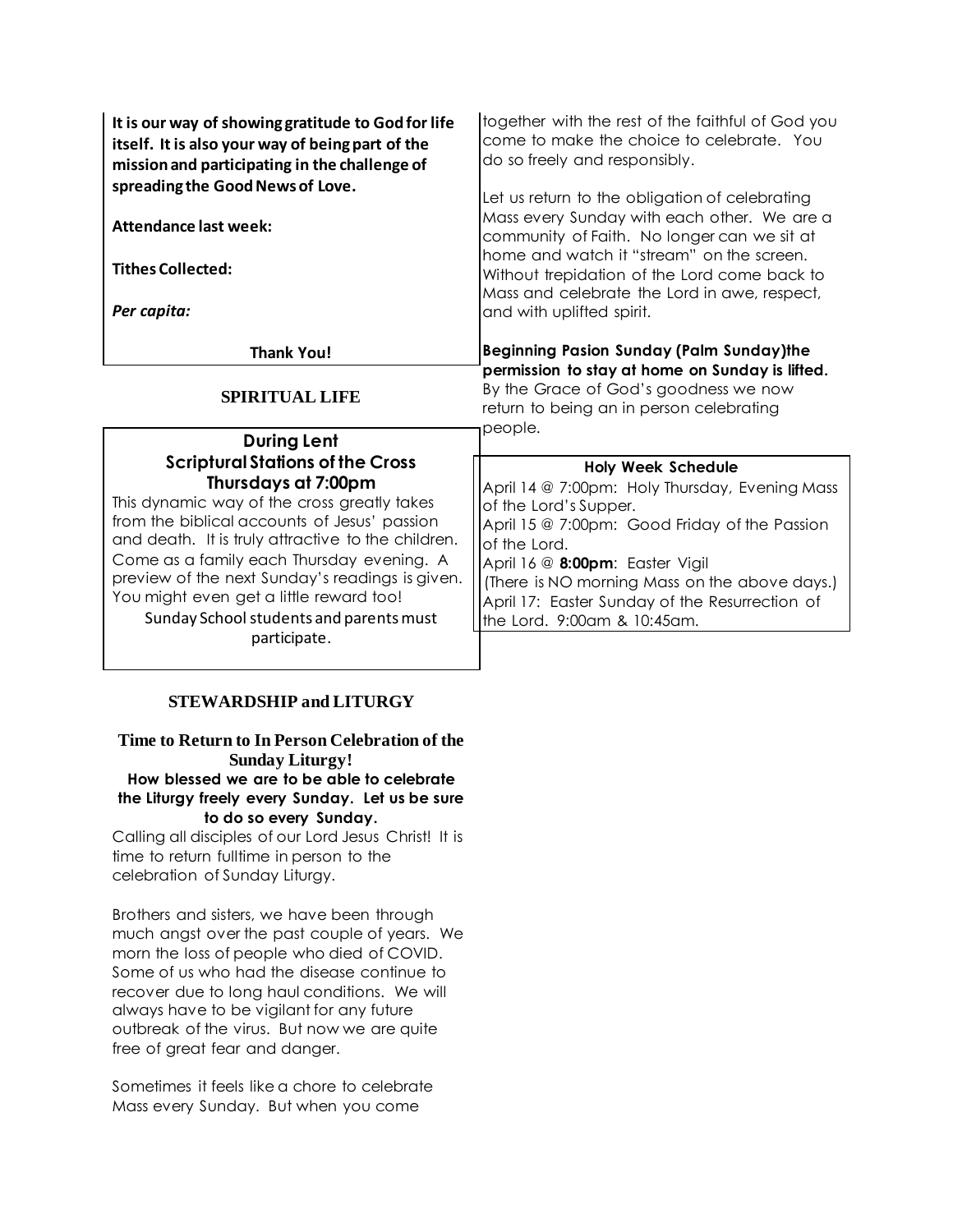**It is our way of showing gratitude to God for life itself. It is also your way of being part of the mission and participating in the challenge of spreading the Good News of Love.**

**Attendance last week:**

**Tithes Collected:**

***Per capita:***

**Thank You!**

## SPIRITUAL LIFE

### During Lent
### Scriptural Stations of the Cross
### Thursdays at 7:00pm

This dynamic way of the cross greatly takes from the biblical accounts of Jesus' passion and death. It is truly attractive to the children. Come as a family each Thursday evening. A preview of the next Sunday's readings is given. You might even get a little reward too!

Sunday School students and parents must participate.

## STEWARDSHIP and LITURGY

### Time to Return to In Person Celebration of the Sunday Liturgy!

**How blessed we are to be able to celebrate the Liturgy freely every Sunday. Let us be sure to do so every Sunday.**

Calling all disciples of our Lord Jesus Christ! It is time to return fulltime in person to the celebration of Sunday Liturgy.

Brothers and sisters, we have been through much angst over the past couple of years. We morn the loss of people who died of COVID. Some of us who had the disease continue to recover due to long haul conditions. We will always have to be vigilant for any future outbreak of the virus. But now we are quite free of great fear and danger.

Sometimes it feels like a chore to celebrate Mass every Sunday. But when you come together with the rest of the faithful of God you come to make the choice to celebrate. You do so freely and responsibly.

Let us return to the obligation of celebrating Mass every Sunday with each other. We are a community of Faith. No longer can we sit at home and watch it "stream" on the screen. Without trepidation of the Lord come back to Mass and celebrate the Lord in awe, respect, and with uplifted spirit.

**Beginning Pasion Sunday (Palm Sunday)the permission to stay at home on Sunday is lifted.** By the Grace of God's goodness we now return to being an in person celebrating people.

**Holy Week Schedule**

April 14 @ 7:00pm: Holy Thursday, Evening Mass of the Lord's Supper.
April 15 @ 7:00pm: Good Friday of the Passion of the Lord.
April 16 @ **8:00pm**: Easter Vigil
(There is NO morning Mass on the above days.)
April 17: Easter Sunday of the Resurrection of the Lord. 9:00am & 10:45am.